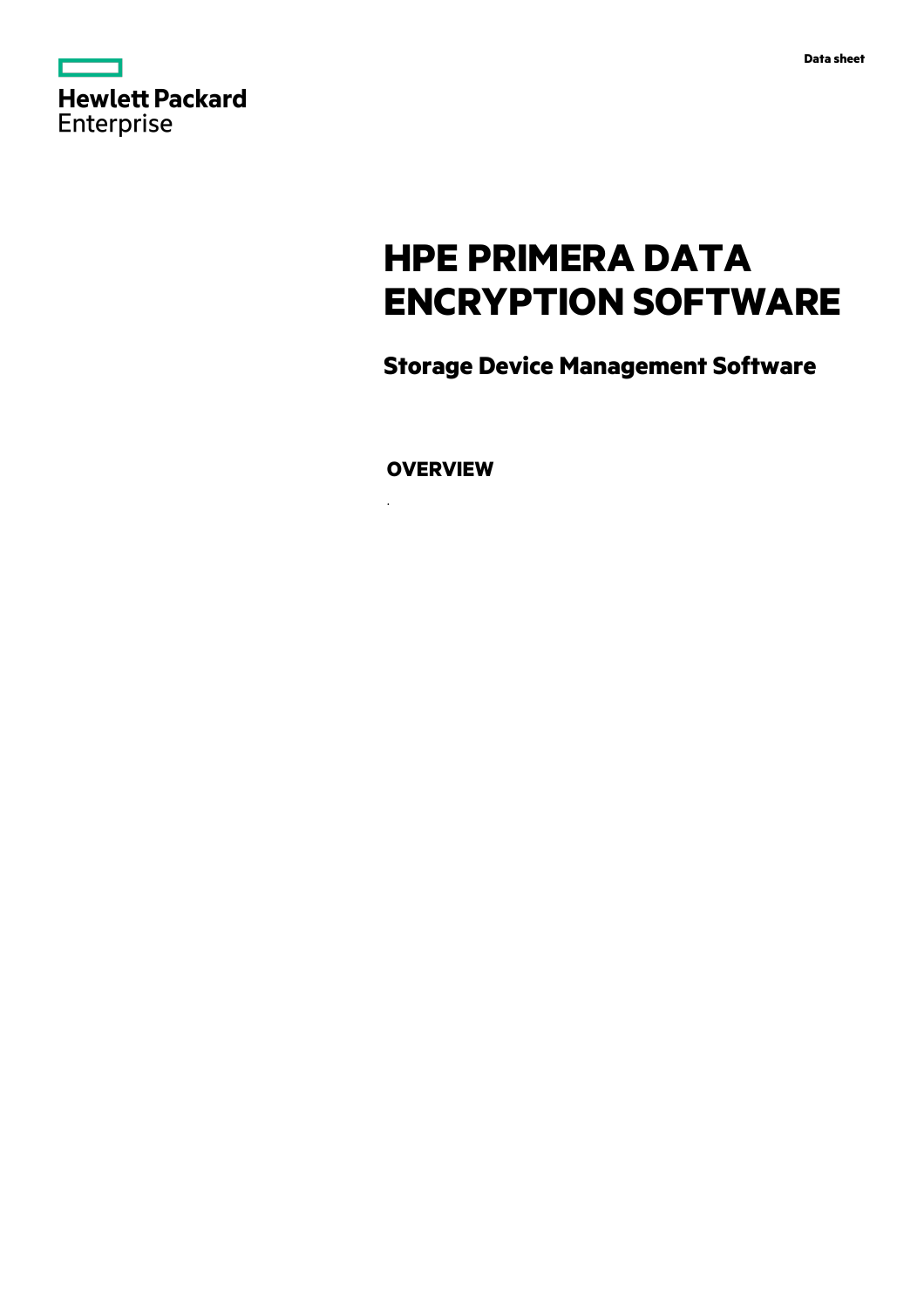Data sheet

Hewlett Packard Enterprise

# HPE PRIMERA DATA ENCRYPTION SOFTWARE

## Storage Device Management Software

### OVERVIEW

.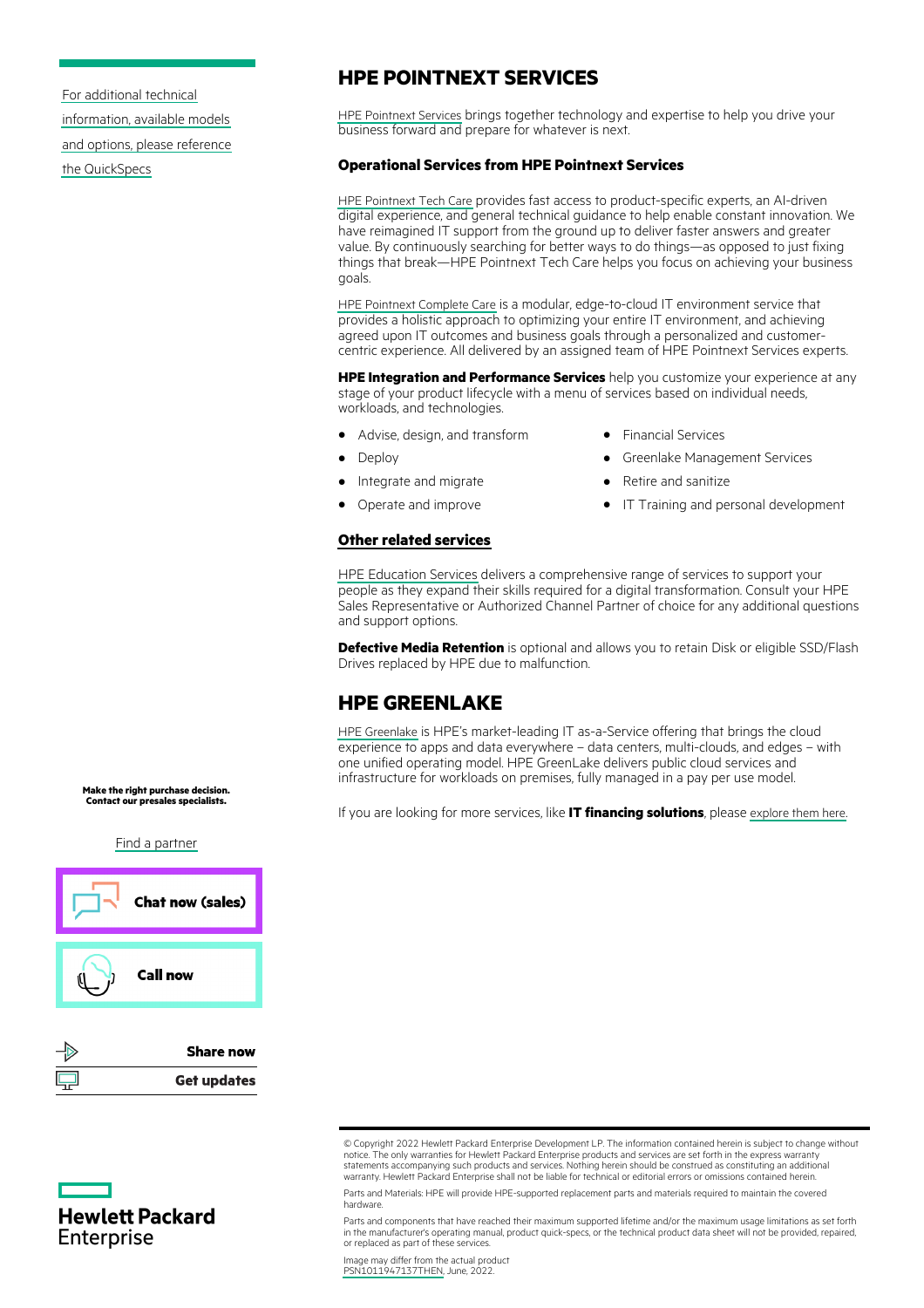For additional technical information, available models and options, please reference the QuickSpecs

## HPE POINTNEXT SERVICES

HPE Pointnext Services brings together technology and expertise to help you drive your business forward and prepare for whatever is next.

### Operational Services from HPE Pointnext Services

HPE Pointnext Tech Care provides fast access to product-specific experts, an AI-driven digital experience, and general technical guidance to help enable constant innovation. We have reimagined IT support from the ground up to deliver faster answers and greater value. By continuously searching for better ways to do things—as opposed to just fixing things that break—HPE Pointnext Tech Care helps you focus on achieving your business goals.

HPE Pointnext Complete Care is a modular, edge-to-cloud IT environment service that provides a holistic approach to optimizing your entire IT environment, and achieving agreed upon IT outcomes and business goals through a personalized and customer-centric experience. All delivered by an assigned team of HPE Pointnext Services experts.

**HPE Integration and Performance Services** help you customize your experience at any stage of your product lifecycle with a menu of services based on individual needs, workloads, and technologies.

- Advise, design, and transform
- Deploy
- Integrate and migrate
- Operate and improve
- Financial Services
- Greenlake Management Services
- Retire and sanitize
- IT Training and personal development

### Other related services

HPE Education Services delivers a comprehensive range of services to support your people as they expand their skills required for a digital transformation. Consult your HPE Sales Representative or Authorized Channel Partner of choice for any additional questions and support options.

**Defective Media Retention** is optional and allows you to retain Disk or eligible SSD/Flash Drives replaced by HPE due to malfunction.

## HPE GREENLAKE

HPE Greenlake is HPE's market-leading IT as-a-Service offering that brings the cloud experience to apps and data everywhere – data centers, multi-clouds, and edges – with one unified operating model. HPE GreenLake delivers public cloud services and infrastructure for workloads on premises, fully managed in a pay per use model.

If you are looking for more services, like **IT financing solutions**, please explore them here.

**Make the right purchase decision. Contact our presales specialists.**

Find a partner

**Chat now (sales)**

**Call now**

**Share now**

**Get updates**

© Copyright 2022 Hewlett Packard Enterprise Development LP. The information contained herein is subject to change without notice. The only warranties for Hewlett Packard Enterprise products and services are set forth in the express warranty statements accompanying such products and services. Nothing herein should be construed as constituting an additional warranty. Hewlett Packard Enterprise shall not be liable for technical or editorial errors or omissions contained herein.

Parts and Materials: HPE will provide HPE-supported replacement parts and materials required to maintain the covered hardware.

Parts and components that have reached their maximum supported lifetime and/or the maximum usage limitations as set forth in the manufacturer's operating manual, product quick-specs, or the technical product data sheet will not be provided, repaired, or replaced as part of these services.

Image may differ from the actual product
PSN1011947137THEN, June, 2022.

Hewlett Packard Enterprise